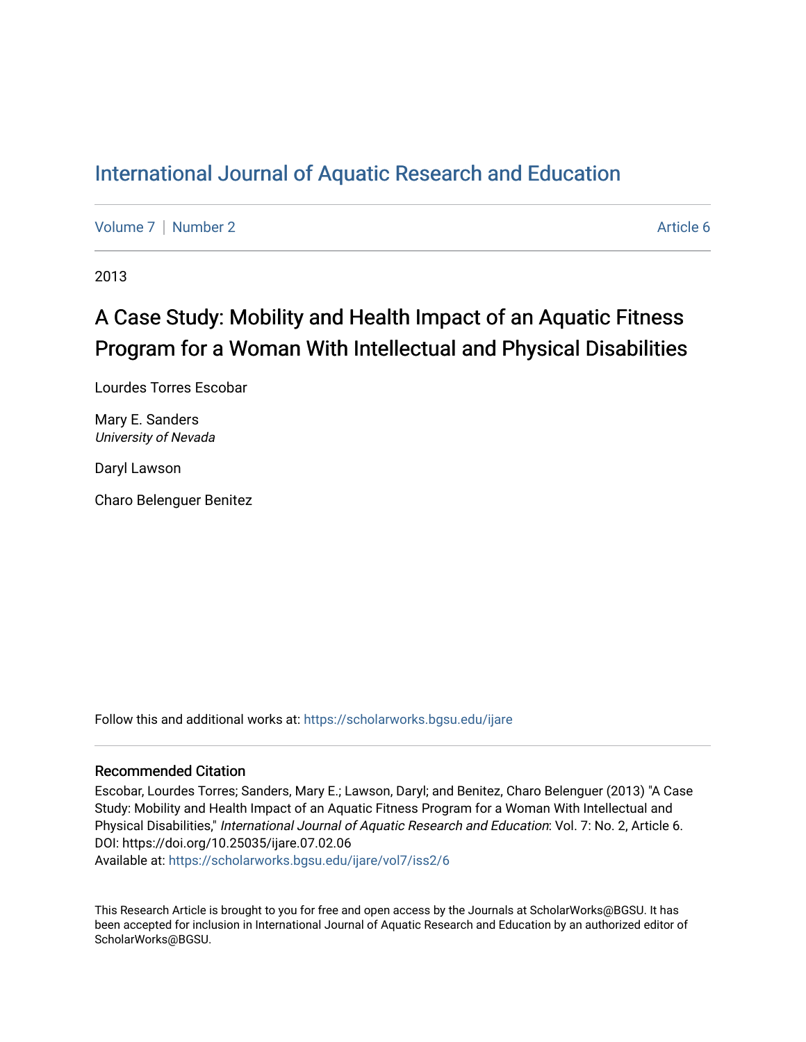# International Journal of Aquatic Research and Education

Volume 7 | Number 2 Article 6

2013

## A Case Study: Mobility and Health Impact of an Aquatic Fitness Program for a Woman With Intellectual and Physical Disabilities

Lourdes Torres Escobar

Mary E. Sanders
*University of Nevada*

Daryl Lawson

Charo Belenguer Benitez

Follow this and additional works at: https://scholarworks.bgsu.edu/ijare

### Recommended Citation

Escobar, Lourdes Torres; Sanders, Mary E.; Lawson, Daryl; and Benitez, Charo Belenguer (2013) "A Case Study: Mobility and Health Impact of an Aquatic Fitness Program for a Woman With Intellectual and Physical Disabilities," *International Journal of Aquatic Research and Education*: Vol. 7: No. 2, Article 6.
DOI: https://doi.org/10.25035/ijare.07.02.06
Available at: https://scholarworks.bgsu.edu/ijare/vol7/iss2/6

This Research Article is brought to you for free and open access by the Journals at ScholarWorks@BGSU. It has been accepted for inclusion in International Journal of Aquatic Research and Education by an authorized editor of ScholarWorks@BGSU.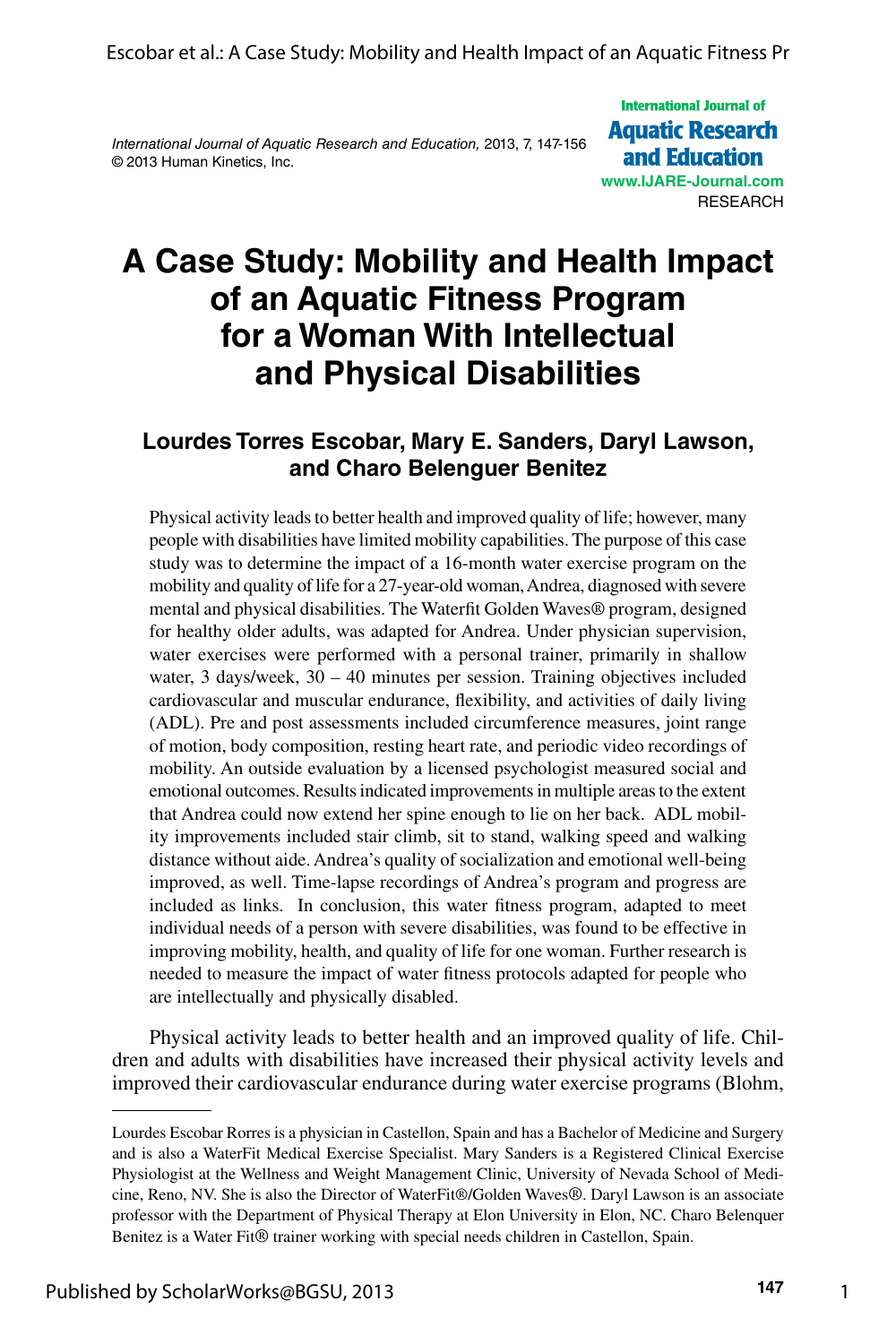International Journal of Aquatic Research and Education, 2013, 7, 147-156
© 2013 Human Kinetics, Inc.

International Journal of
**Aquatic Research and Education**
www.IJARE-Journal.com
RESEARCH

# A Case Study: Mobility and Health Impact of an Aquatic Fitness Program for a Woman With Intellectual and Physical Disabilities

### Lourdes Torres Escobar, Mary E. Sanders, Daryl Lawson, and Charo Belenguer Benitez

Physical activity leads to better health and improved quality of life; however, many people with disabilities have limited mobility capabilities. The purpose of this case study was to determine the impact of a 16-month water exercise program on the mobility and quality of life for a 27-year-old woman, Andrea, diagnosed with severe mental and physical disabilities. The Waterfit Golden Waves® program, designed for healthy older adults, was adapted for Andrea. Under physician supervision, water exercises were performed with a personal trainer, primarily in shallow water, 3 days/week, 30 – 40 minutes per session. Training objectives included cardiovascular and muscular endurance, flexibility, and activities of daily living (ADL). Pre and post assessments included circumference measures, joint range of motion, body composition, resting heart rate, and periodic video recordings of mobility. An outside evaluation by a licensed psychologist measured social and emotional outcomes. Results indicated improvements in multiple areas to the extent that Andrea could now extend her spine enough to lie on her back. ADL mobility improvements included stair climb, sit to stand, walking speed and walking distance without aide. Andrea's quality of socialization and emotional well-being improved, as well. Time-lapse recordings of Andrea's program and progress are included as links. In conclusion, this water fitness program, adapted to meet individual needs of a person with severe disabilities, was found to be effective in improving mobility, health, and quality of life for one woman. Further research is needed to measure the impact of water fitness protocols adapted for people who are intellectually and physically disabled.

Physical activity leads to better health and an improved quality of life. Children and adults with disabilities have increased their physical activity levels and improved their cardiovascular endurance during water exercise programs (Blohm,

---

Lourdes Escobar Rorres is a physician in Castellon, Spain and has a Bachelor of Medicine and Surgery and is also a WaterFit Medical Exercise Specialist. Mary Sanders is a Registered Clinical Exercise Physiologist at the Wellness and Weight Management Clinic, University of Nevada School of Medicine, Reno, NV. She is also the Director of WaterFit®/Golden Waves®. Daryl Lawson is an associate professor with the Department of Physical Therapy at Elon University in Elon, NC. Charo Belenquer Benitez is a Water Fit® trainer working with special needs children in Castellon, Spain.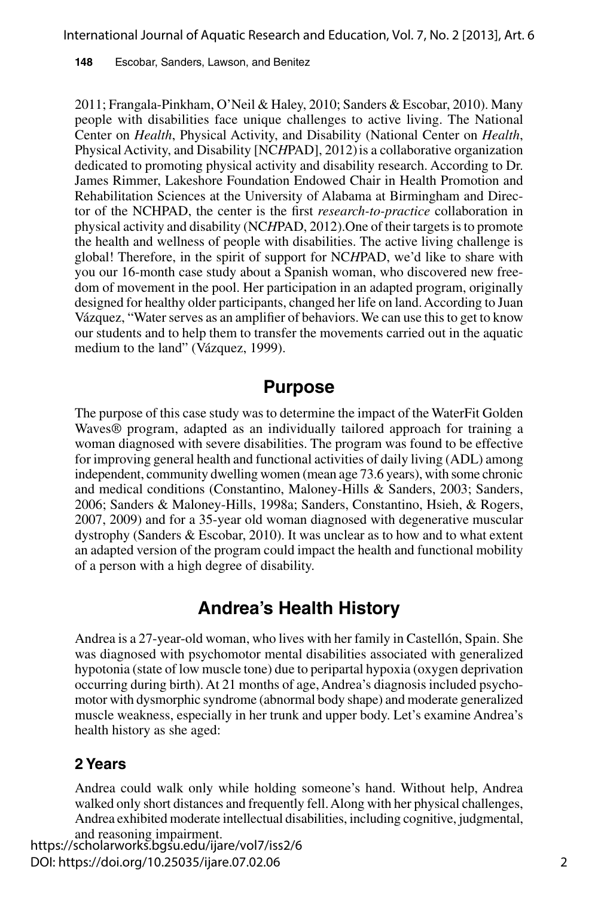2011; Frangala-Pinkham, O'Neil & Haley, 2010; Sanders & Escobar, 2010). Many people with disabilities face unique challenges to active living. The National Center on *Health*, Physical Activity, and Disability (National Center on *Health*, Physical Activity, and Disability [NC*H*PAD], 2012) is a collaborative organization dedicated to promoting physical activity and disability research. According to Dr. James Rimmer, Lakeshore Foundation Endowed Chair in Health Promotion and Rehabilitation Sciences at the University of Alabama at Birmingham and Director of the NCHPAD, the center is the first *research-to-practice* collaboration in physical activity and disability (NC*H*PAD, 2012).One of their targets is to promote the health and wellness of people with disabilities. The active living challenge is global! Therefore, in the spirit of support for NC*H*PAD, we'd like to share with you our 16-month case study about a Spanish woman, who discovered new freedom of movement in the pool. Her participation in an adapted program, originally designed for healthy older participants, changed her life on land. According to Juan Vázquez, "Water serves as an amplifier of behaviors. We can use this to get to know our students and to help them to transfer the movements carried out in the aquatic medium to the land" (Vázquez, 1999).

## Purpose

The purpose of this case study was to determine the impact of the WaterFit Golden Waves® program, adapted as an individually tailored approach for training a woman diagnosed with severe disabilities. The program was found to be effective for improving general health and functional activities of daily living (ADL) among independent, community dwelling women (mean age 73.6 years), with some chronic and medical conditions (Constantino, Maloney-Hills & Sanders, 2003; Sanders, 2006; Sanders & Maloney-Hills, 1998a; Sanders, Constantino, Hsieh, & Rogers, 2007, 2009) and for a 35-year old woman diagnosed with degenerative muscular dystrophy (Sanders & Escobar, 2010). It was unclear as to how and to what extent an adapted version of the program could impact the health and functional mobility of a person with a high degree of disability.

## Andrea's Health History

Andrea is a 27-year-old woman, who lives with her family in Castellón, Spain. She was diagnosed with psychomotor mental disabilities associated with generalized hypotonia (state of low muscle tone) due to peripartal hypoxia (oxygen deprivation occurring during birth). At 21 months of age, Andrea's diagnosis included psychomotor with dysmorphic syndrome (abnormal body shape) and moderate generalized muscle weakness, especially in her trunk and upper body. Let's examine Andrea's health history as she aged:

### 2 Years

Andrea could walk only while holding someone's hand. Without help, Andrea walked only short distances and frequently fell. Along with her physical challenges, Andrea exhibited moderate intellectual disabilities, including cognitive, judgmental, and reasoning impairment.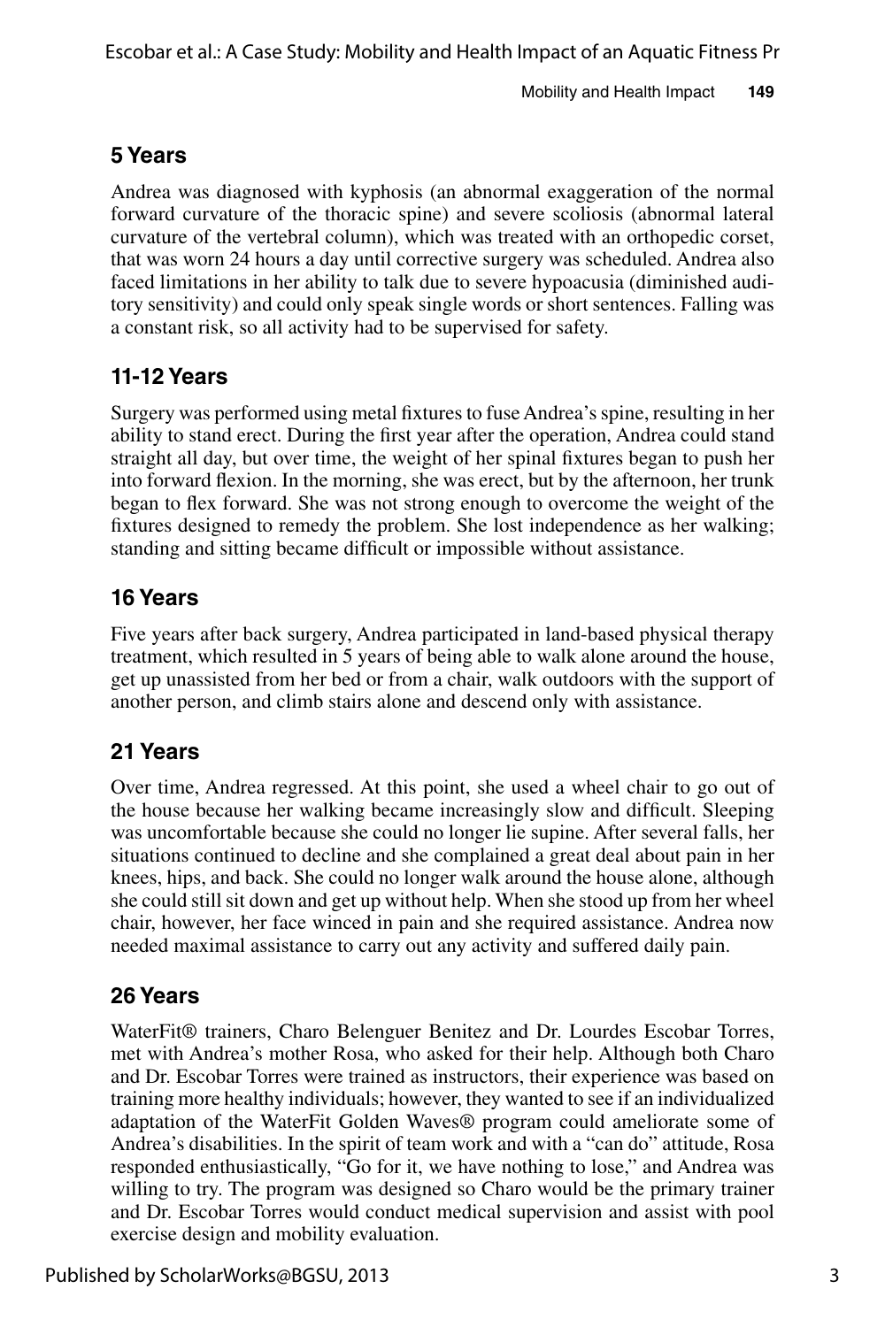## 5 Years

Andrea was diagnosed with kyphosis (an abnormal exaggeration of the normal forward curvature of the thoracic spine) and severe scoliosis (abnormal lateral curvature of the vertebral column), which was treated with an orthopedic corset, that was worn 24 hours a day until corrective surgery was scheduled. Andrea also faced limitations in her ability to talk due to severe hypoacusia (diminished auditory sensitivity) and could only speak single words or short sentences. Falling was a constant risk, so all activity had to be supervised for safety.

## 11-12 Years

Surgery was performed using metal fixtures to fuse Andrea's spine, resulting in her ability to stand erect. During the first year after the operation, Andrea could stand straight all day, but over time, the weight of her spinal fixtures began to push her into forward flexion. In the morning, she was erect, but by the afternoon, her trunk began to flex forward. She was not strong enough to overcome the weight of the fixtures designed to remedy the problem. She lost independence as her walking; standing and sitting became difficult or impossible without assistance.

## 16 Years

Five years after back surgery, Andrea participated in land-based physical therapy treatment, which resulted in 5 years of being able to walk alone around the house, get up unassisted from her bed or from a chair, walk outdoors with the support of another person, and climb stairs alone and descend only with assistance.

## 21 Years

Over time, Andrea regressed. At this point, she used a wheel chair to go out of the house because her walking became increasingly slow and difficult. Sleeping was uncomfortable because she could no longer lie supine. After several falls, her situations continued to decline and she complained a great deal about pain in her knees, hips, and back. She could no longer walk around the house alone, although she could still sit down and get up without help. When she stood up from her wheel chair, however, her face winced in pain and she required assistance. Andrea now needed maximal assistance to carry out any activity and suffered daily pain.

## 26 Years

WaterFit® trainers, Charo Belenguer Benitez and Dr. Lourdes Escobar Torres, met with Andrea's mother Rosa, who asked for their help. Although both Charo and Dr. Escobar Torres were trained as instructors, their experience was based on training more healthy individuals; however, they wanted to see if an individualized adaptation of the WaterFit Golden Waves® program could ameliorate some of Andrea's disabilities. In the spirit of team work and with a "can do" attitude, Rosa responded enthusiastically, "Go for it, we have nothing to lose," and Andrea was willing to try. The program was designed so Charo would be the primary trainer and Dr. Escobar Torres would conduct medical supervision and assist with pool exercise design and mobility evaluation.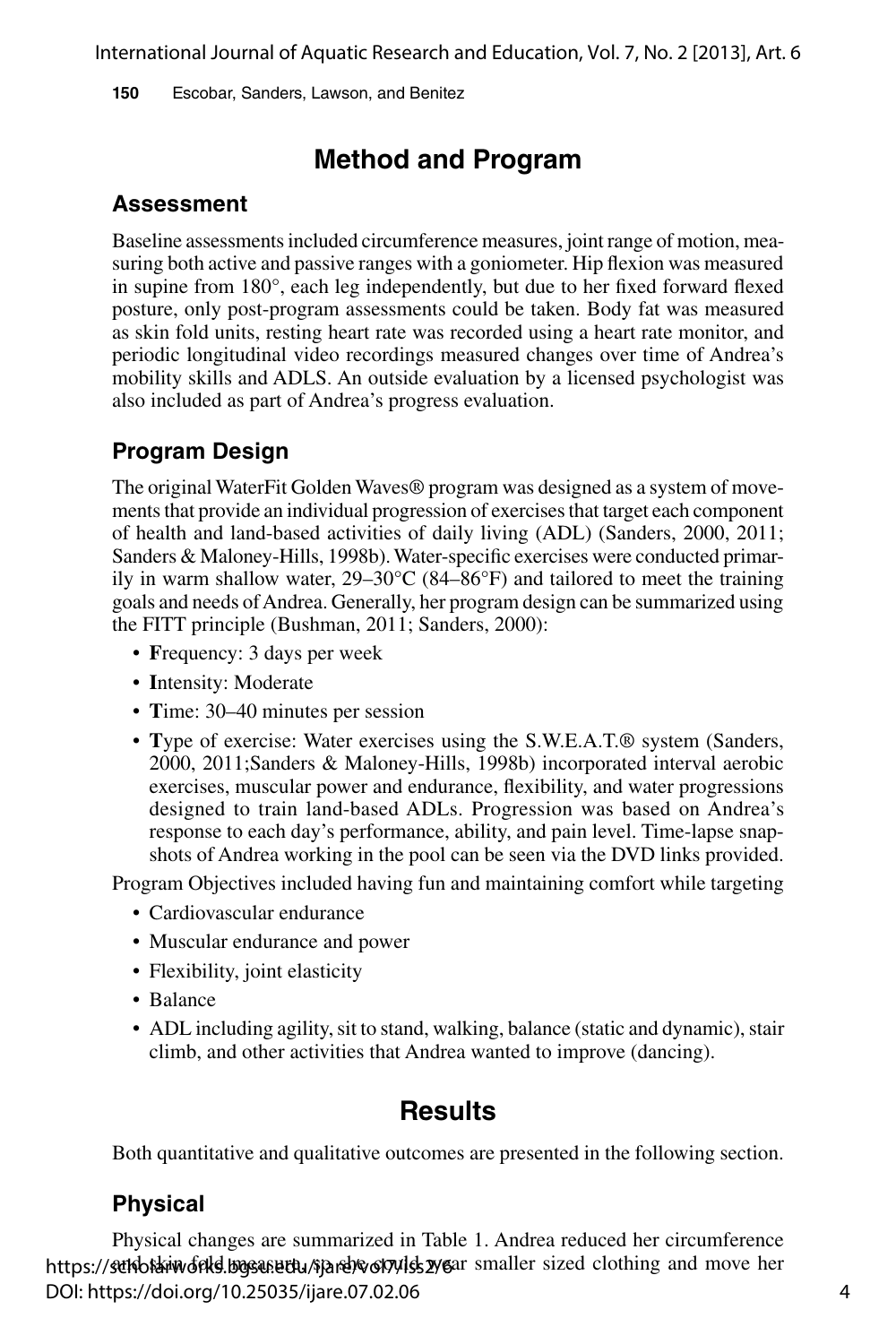# Method and Program

## Assessment

Baseline assessments included circumference measures, joint range of motion, measuring both active and passive ranges with a goniometer. Hip flexion was measured in supine from 180°, each leg independently, but due to her fixed forward flexed posture, only post-program assessments could be taken. Body fat was measured as skin fold units, resting heart rate was recorded using a heart rate monitor, and periodic longitudinal video recordings measured changes over time of Andrea's mobility skills and ADLS. An outside evaluation by a licensed psychologist was also included as part of Andrea's progress evaluation.

## Program Design

The original WaterFit Golden Waves® program was designed as a system of movements that provide an individual progression of exercises that target each component of health and land-based activities of daily living (ADL) (Sanders, 2000, 2011; Sanders & Maloney-Hills, 1998b). Water-specific exercises were conducted primarily in warm shallow water, 29–30°C (84–86°F) and tailored to meet the training goals and needs of Andrea. Generally, her program design can be summarized using the FITT principle (Bushman, 2011; Sanders, 2000):

- **F**requency: 3 days per week
- **I**ntensity: Moderate
- **T**ime: 30–40 minutes per session
- **T**ype of exercise: Water exercises using the S.W.E.A.T.® system (Sanders, 2000, 2011;Sanders & Maloney-Hills, 1998b) incorporated interval aerobic exercises, muscular power and endurance, flexibility, and water progressions designed to train land-based ADLs. Progression was based on Andrea's response to each day's performance, ability, and pain level. Time-lapse snapshots of Andrea working in the pool can be seen via the DVD links provided.

Program Objectives included having fun and maintaining comfort while targeting

- Cardiovascular endurance
- Muscular endurance and power
- Flexibility, joint elasticity
- Balance
- ADL including agility, sit to stand, walking, balance (static and dynamic), stair climb, and other activities that Andrea wanted to improve (dancing).

# Results

Both quantitative and qualitative outcomes are presented in the following section.

## Physical

Physical changes are summarized in Table 1. Andrea reduced her circumference and skin fold measure, so she could wear smaller sized clothing and move her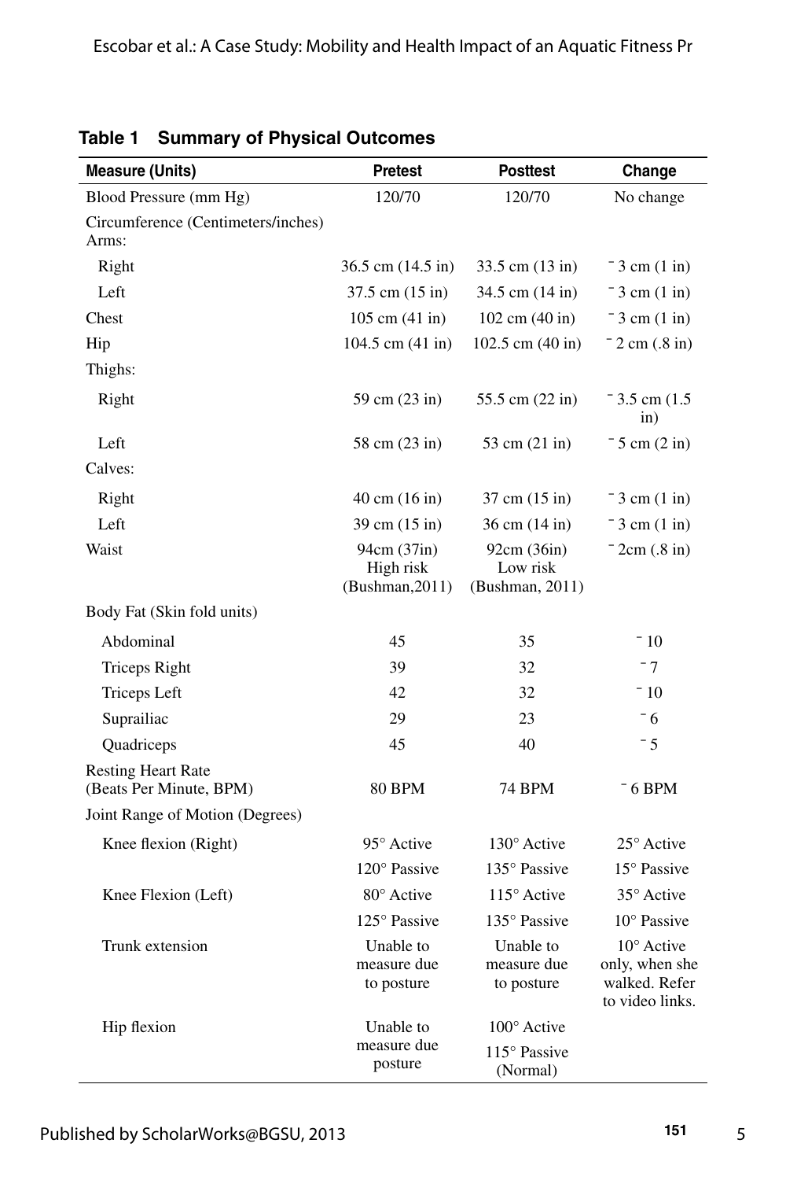**Table 1 Summary of Physical Outcomes**

| Measure (Units) | Pretest | Posttest | Change |
|---|---|---|---|
| Blood Pressure (mm Hg) | 120/70 | 120/70 | No change |
| Circumference (Centimeters/inches) Arms: | | | |
| Right | 36.5 cm (14.5 in) | 33.5 cm (13 in) | ⁻ 3 cm (1 in) |
| Left | 37.5 cm (15 in) | 34.5 cm (14 in) | ⁻ 3 cm (1 in) |
| Chest | 105 cm (41 in) | 102 cm (40 in) | ⁻ 3 cm (1 in) |
| Hip | 104.5 cm (41 in) | 102.5 cm (40 in) | ⁻ 2 cm (.8 in) |
| Thighs: | | | |
| Right | 59 cm (23 in) | 55.5 cm (22 in) | ⁻ 3.5 cm (1.5 in) |
| Left | 58 cm (23 in) | 53 cm (21 in) | ⁻ 5 cm (2 in) |
| Calves: | | | |
| Right | 40 cm (16 in) | 37 cm (15 in) | ⁻ 3 cm (1 in) |
| Left | 39 cm (15 in) | 36 cm (14 in) | ⁻ 3 cm (1 in) |
| Waist | 94cm (37in) High risk (Bushman,2011) | 92cm (36in) Low risk (Bushman, 2011) | ⁻ 2cm (.8 in) |
| Body Fat (Skin fold units) | | | |
| Abdominal | 45 | 35 | ⁻ 10 |
| Triceps Right | 39 | 32 | ⁻ 7 |
| Triceps Left | 42 | 32 | ⁻ 10 |
| Suprailiac | 29 | 23 | ⁻ 6 |
| Quadriceps | 45 | 40 | ⁻ 5 |
| Resting Heart Rate (Beats Per Minute, BPM) | 80 BPM | 74 BPM | ⁻ 6 BPM |
| Joint Range of Motion (Degrees) | | | |
| Knee flexion (Right) | 95° Active | 130° Active | 25° Active |
| | 120° Passive | 135° Passive | 15° Passive |
| Knee Flexion (Left) | 80° Active | 115° Active | 35° Active |
| | 125° Passive | 135° Passive | 10° Passive |
| Trunk extension | Unable to measure due to posture | Unable to measure due to posture | 10° Active only, when she walked. Refer to video links. |
| Hip flexion | Unable to measure due posture | 100° Active | |
| | | 115° Passive (Normal) | |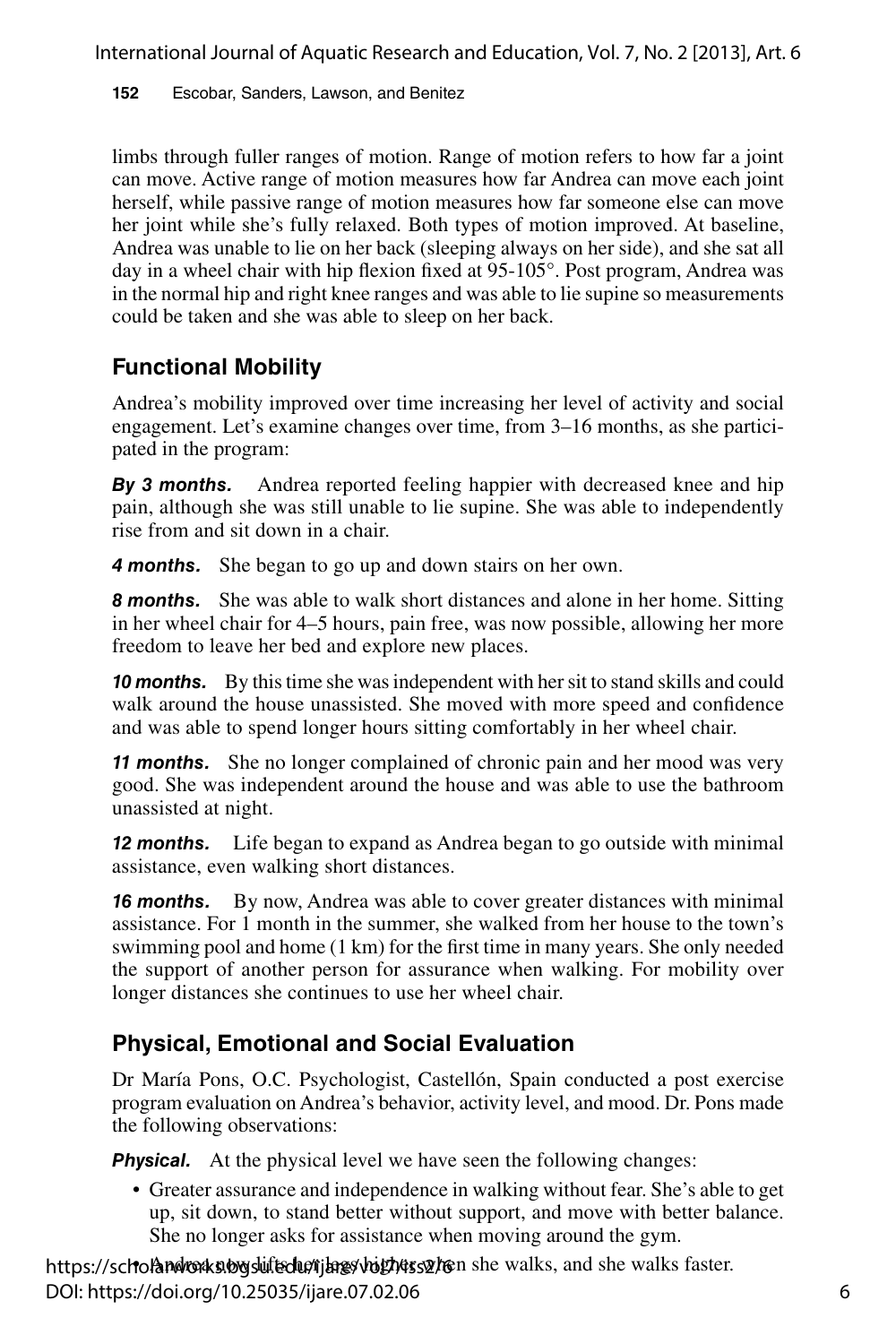limbs through fuller ranges of motion. Range of motion refers to how far a joint can move. Active range of motion measures how far Andrea can move each joint herself, while passive range of motion measures how far someone else can move her joint while she's fully relaxed. Both types of motion improved. At baseline, Andrea was unable to lie on her back (sleeping always on her side), and she sat all day in a wheel chair with hip flexion fixed at 95-105°. Post program, Andrea was in the normal hip and right knee ranges and was able to lie supine so measurements could be taken and she was able to sleep on her back.

## Functional Mobility

Andrea's mobility improved over time increasing her level of activity and social engagement. Let's examine changes over time, from 3–16 months, as she participated in the program:

***By 3 months.*** Andrea reported feeling happier with decreased knee and hip pain, although she was still unable to lie supine. She was able to independently rise from and sit down in a chair.

***4 months.*** She began to go up and down stairs on her own.

***8 months.*** She was able to walk short distances and alone in her home. Sitting in her wheel chair for 4–5 hours, pain free, was now possible, allowing her more freedom to leave her bed and explore new places.

***10 months.*** By this time she was independent with her sit to stand skills and could walk around the house unassisted. She moved with more speed and confidence and was able to spend longer hours sitting comfortably in her wheel chair.

***11 months.*** She no longer complained of chronic pain and her mood was very good. She was independent around the house and was able to use the bathroom unassisted at night.

***12 months.*** Life began to expand as Andrea began to go outside with minimal assistance, even walking short distances.

***16 months.*** By now, Andrea was able to cover greater distances with minimal assistance. For 1 month in the summer, she walked from her house to the town's swimming pool and home (1 km) for the first time in many years. She only needed the support of another person for assurance when walking. For mobility over longer distances she continues to use her wheel chair.

## Physical, Emotional and Social Evaluation

Dr María Pons, O.C. Psychologist, Castellón, Spain conducted a post exercise program evaluation on Andrea's behavior, activity level, and mood. Dr. Pons made the following observations:

***Physical.*** At the physical level we have seen the following changes:

- Greater assurance and independence in walking without fear. She's able to get up, sit down, to stand better without support, and move with better balance. She no longer asks for assistance when moving around the gym.
- Andrea now lifts her legs higher when she walks, and she walks faster.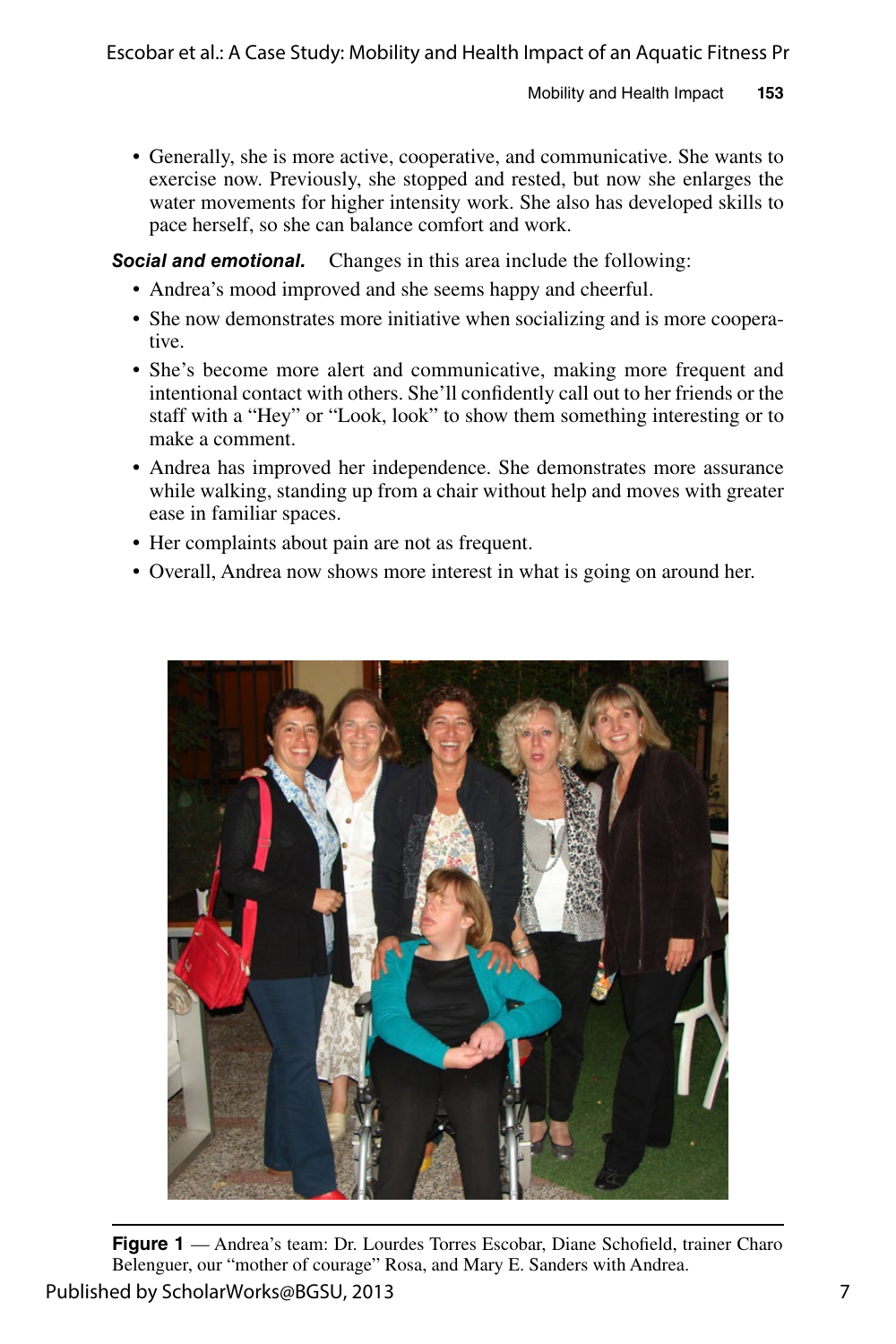- Generally, she is more active, cooperative, and communicative. She wants to exercise now. Previously, she stopped and rested, but now she enlarges the water movements for higher intensity work. She also has developed skills to pace herself, so she can balance comfort and work.

***Social and emotional.*** Changes in this area include the following:

- Andrea's mood improved and she seems happy and cheerful.
- She now demonstrates more initiative when socializing and is more cooperative.
- She's become more alert and communicative, making more frequent and intentional contact with others. She'll confidently call out to her friends or the staff with a "Hey" or "Look, look" to show them something interesting or to make a comment.
- Andrea has improved her independence. She demonstrates more assurance while walking, standing up from a chair without help and moves with greater ease in familiar spaces.
- Her complaints about pain are not as frequent.
- Overall, Andrea now shows more interest in what is going on around her.

**Figure 1** — Andrea's team: Dr. Lourdes Torres Escobar, Diane Schofield, trainer Charo Belenguer, our "mother of courage" Rosa, and Mary E. Sanders with Andrea.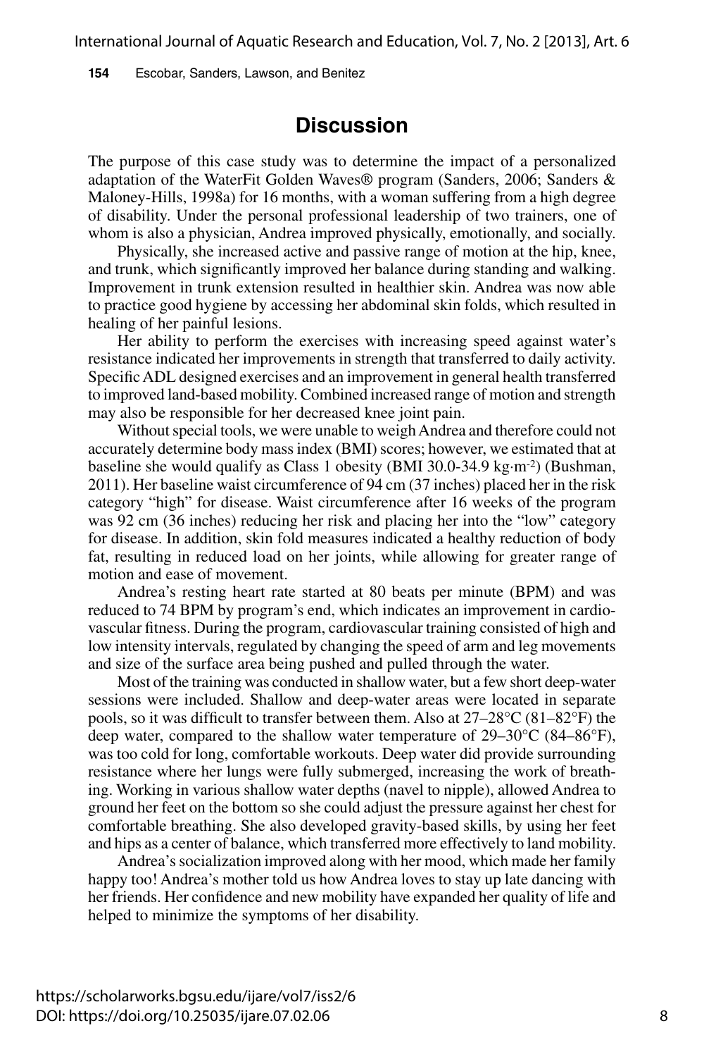## Discussion

The purpose of this case study was to determine the impact of a personalized adaptation of the WaterFit Golden Waves® program (Sanders, 2006; Sanders & Maloney-Hills, 1998a) for 16 months, with a woman suffering from a high degree of disability. Under the personal professional leadership of two trainers, one of whom is also a physician, Andrea improved physically, emotionally, and socially.

Physically, she increased active and passive range of motion at the hip, knee, and trunk, which significantly improved her balance during standing and walking. Improvement in trunk extension resulted in healthier skin. Andrea was now able to practice good hygiene by accessing her abdominal skin folds, which resulted in healing of her painful lesions.

Her ability to perform the exercises with increasing speed against water's resistance indicated her improvements in strength that transferred to daily activity. Specific ADL designed exercises and an improvement in general health transferred to improved land-based mobility. Combined increased range of motion and strength may also be responsible for her decreased knee joint pain.

Without special tools, we were unable to weigh Andrea and therefore could not accurately determine body mass index (BMI) scores; however, we estimated that at baseline she would qualify as Class 1 obesity (BMI 30.0-34.9 $kg \cdot m^{-2}$) (Bushman, 2011). Her baseline waist circumference of 94 cm (37 inches) placed her in the risk category "high" for disease. Waist circumference after 16 weeks of the program was 92 cm (36 inches) reducing her risk and placing her into the "low" category for disease. In addition, skin fold measures indicated a healthy reduction of body fat, resulting in reduced load on her joints, while allowing for greater range of motion and ease of movement.

Andrea's resting heart rate started at 80 beats per minute (BPM) and was reduced to 74 BPM by program's end, which indicates an improvement in cardiovascular fitness. During the program, cardiovascular training consisted of high and low intensity intervals, regulated by changing the speed of arm and leg movements and size of the surface area being pushed and pulled through the water.

Most of the training was conducted in shallow water, but a few short deep-water sessions were included. Shallow and deep-water areas were located in separate pools, so it was difficult to transfer between them. Also at 27–28°C (81–82°F) the deep water, compared to the shallow water temperature of 29–30°C (84–86°F), was too cold for long, comfortable workouts. Deep water did provide surrounding resistance where her lungs were fully submerged, increasing the work of breathing. Working in various shallow water depths (navel to nipple), allowed Andrea to ground her feet on the bottom so she could adjust the pressure against her chest for comfortable breathing. She also developed gravity-based skills, by using her feet and hips as a center of balance, which transferred more effectively to land mobility.

Andrea's socialization improved along with her mood, which made her family happy too! Andrea's mother told us how Andrea loves to stay up late dancing with her friends. Her confidence and new mobility have expanded her quality of life and helped to minimize the symptoms of her disability.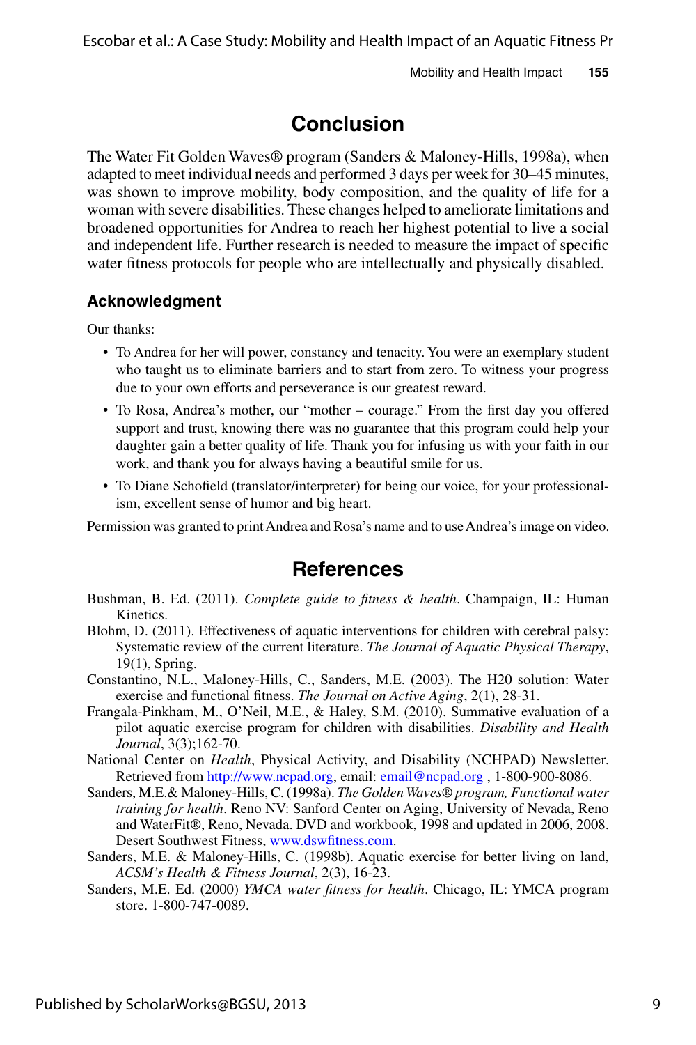## Conclusion

The Water Fit Golden Waves® program (Sanders & Maloney-Hills, 1998a), when adapted to meet individual needs and performed 3 days per week for 30–45 minutes, was shown to improve mobility, body composition, and the quality of life for a woman with severe disabilities. These changes helped to ameliorate limitations and broadened opportunities for Andrea to reach her highest potential to live a social and independent life. Further research is needed to measure the impact of specific water fitness protocols for people who are intellectually and physically disabled.

### Acknowledgment

Our thanks:

- To Andrea for her will power, constancy and tenacity. You were an exemplary student who taught us to eliminate barriers and to start from zero. To witness your progress due to your own efforts and perseverance is our greatest reward.
- To Rosa, Andrea's mother, our "mother – courage." From the first day you offered support and trust, knowing there was no guarantee that this program could help your daughter gain a better quality of life. Thank you for infusing us with your faith in our work, and thank you for always having a beautiful smile for us.
- To Diane Schofield (translator/interpreter) for being our voice, for your professionalism, excellent sense of humor and big heart.

Permission was granted to print Andrea and Rosa's name and to use Andrea's image on video.

## References

Bushman, B. Ed. (2011). *Complete guide to fitness & health*. Champaign, IL: Human Kinetics.

Blohm, D. (2011). Effectiveness of aquatic interventions for children with cerebral palsy: Systematic review of the current literature. *The Journal of Aquatic Physical Therapy*, 19(1), Spring.

Constantino, N.L., Maloney-Hills, C., Sanders, M.E. (2003). The H20 solution: Water exercise and functional fitness. *The Journal on Active Aging*, 2(1), 28-31.

Frangala-Pinkham, M., O'Neil, M.E., & Haley, S.M. (2010). Summative evaluation of a pilot aquatic exercise program for children with disabilities. *Disability and Health Journal*, 3(3);162-70.

National Center on *Health*, Physical Activity, and Disability (NCHPAD) Newsletter. Retrieved from http://www.ncpad.org, email: email@ncpad.org , 1-800-900-8086.

Sanders, M.E.& Maloney-Hills, C. (1998a). *The Golden Waves® program, Functional water training for health*. Reno NV: Sanford Center on Aging, University of Nevada, Reno and WaterFit®, Reno, Nevada. DVD and workbook, 1998 and updated in 2006, 2008. Desert Southwest Fitness, www.dswfitness.com.

Sanders, M.E. & Maloney-Hills, C. (1998b). Aquatic exercise for better living on land, *ACSM's Health & Fitness Journal*, 2(3), 16-23.

Sanders, M.E. Ed. (2000) *YMCA water fitness for health*. Chicago, IL: YMCA program store. 1-800-747-0089.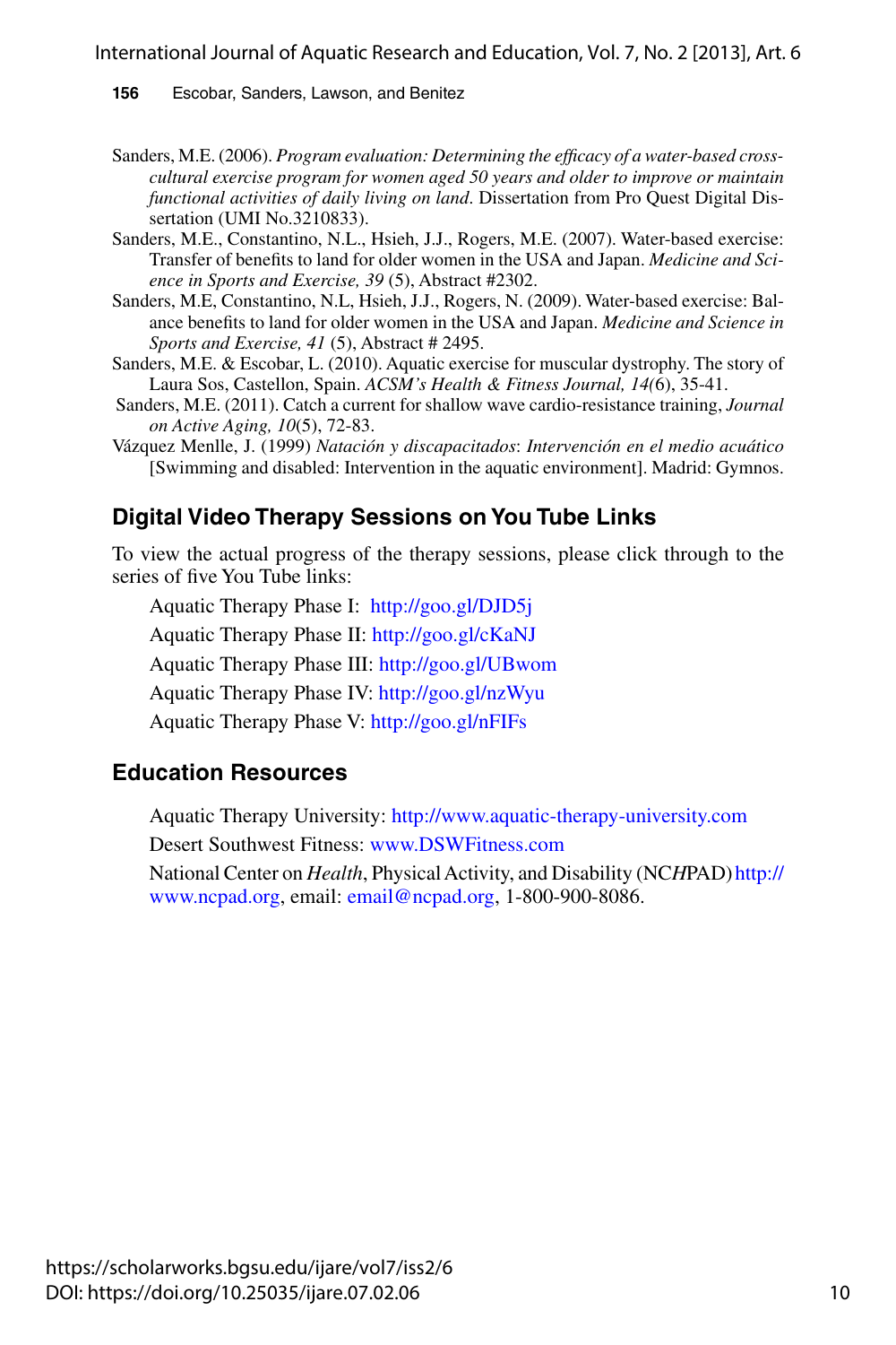Sanders, M.E. (2006). *Program evaluation: Determining the efficacy of a water-based cross-cultural exercise program for women aged 50 years and older to improve or maintain functional activities of daily living on land*. Dissertation from Pro Quest Digital Dissertation (UMI No.3210833).

Sanders, M.E., Constantino, N.L., Hsieh, J.J., Rogers, M.E. (2007). Water-based exercise: Transfer of benefits to land for older women in the USA and Japan. *Medicine and Science in Sports and Exercise, 39* (5), Abstract #2302.

Sanders, M.E, Constantino, N.L, Hsieh, J.J., Rogers, N. (2009). Water-based exercise: Balance benefits to land for older women in the USA and Japan. *Medicine and Science in Sports and Exercise, 41* (5), Abstract # 2495.

Sanders, M.E. & Escobar, L. (2010). Aquatic exercise for muscular dystrophy. The story of Laura Sos, Castellon, Spain. *ACSM's Health & Fitness Journal, 14(*6), 35-41.

Sanders, M.E. (2011). Catch a current for shallow wave cardio-resistance training, *Journal on Active Aging, 10*(5), 72-83.

Vázquez Menlle, J. (1999) *Natación y discapacitados*: *Intervención en el medio acuático* [Swimming and disabled: Intervention in the aquatic environment]. Madrid: Gymnos.

## Digital Video Therapy Sessions on You Tube Links

To view the actual progress of the therapy sessions, please click through to the series of five You Tube links:

Aquatic Therapy Phase I: http://goo.gl/DJD5j

Aquatic Therapy Phase II: http://goo.gl/cKaNJ

Aquatic Therapy Phase III: http://goo.gl/UBwom

Aquatic Therapy Phase IV: http://goo.gl/nzWyu

Aquatic Therapy Phase V: http://goo.gl/nFIFs

## Education Resources

Aquatic Therapy University: http://www.aquatic-therapy-university.com

Desert Southwest Fitness: www.DSWFitness.com

National Center on *Health*, Physical Activity, and Disability (NC*H*PAD) http://www.ncpad.org, email: email@ncpad.org, 1-800-900-8086.